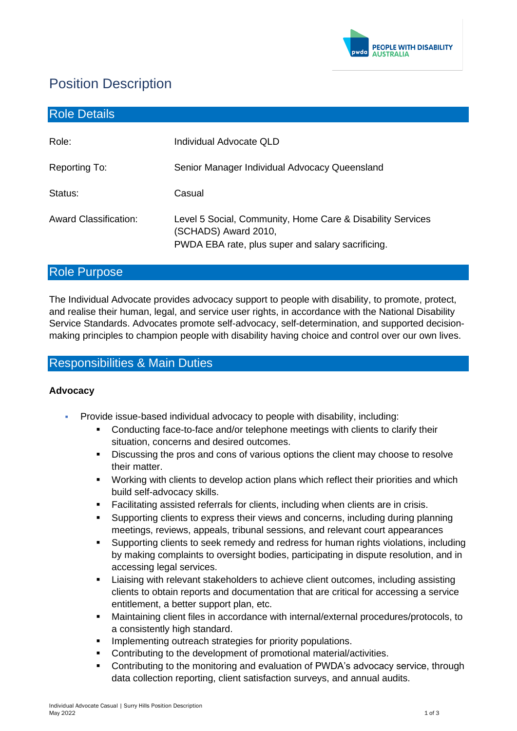# Position Description

## Role Details

| | |
|---|---|
| Role: | Individual Advocate QLD |
| Reporting To: | Senior Manager Individual Advocacy Queensland |
| Status: | Casual |
| Award Classification: | Level 5 Social, Community, Home Care & Disability Services (SCHADS) Award 2010, PWDA EBA rate, plus super and salary sacrificing. |

## Role Purpose

The Individual Advocate provides advocacy support to people with disability, to promote, protect, and realise their human, legal, and service user rights, in accordance with the National Disability Service Standards. Advocates promote self-advocacy, self-determination, and supported decision-making principles to champion people with disability having choice and control over our own lives.

## Responsibilities & Main Duties

**Advocacy**

- Provide issue-based individual advocacy to people with disability, including:
  - Conducting face-to-face and/or telephone meetings with clients to clarify their situation, concerns and desired outcomes.
  - Discussing the pros and cons of various options the client may choose to resolve their matter.
  - Working with clients to develop action plans which reflect their priorities and which build self-advocacy skills.
  - Facilitating assisted referrals for clients, including when clients are in crisis.
  - Supporting clients to express their views and concerns, including during planning meetings, reviews, appeals, tribunal sessions, and relevant court appearances
  - Supporting clients to seek remedy and redress for human rights violations, including by making complaints to oversight bodies, participating in dispute resolution, and in accessing legal services.
  - Liaising with relevant stakeholders to achieve client outcomes, including assisting clients to obtain reports and documentation that are critical for accessing a service entitlement, a better support plan, etc.
  - Maintaining client files in accordance with internal/external procedures/protocols, to a consistently high standard.
  - Implementing outreach strategies for priority populations.
  - Contributing to the development of promotional material/activities.
  - Contributing to the monitoring and evaluation of PWDA's advocacy service, through data collection reporting, client satisfaction surveys, and annual audits.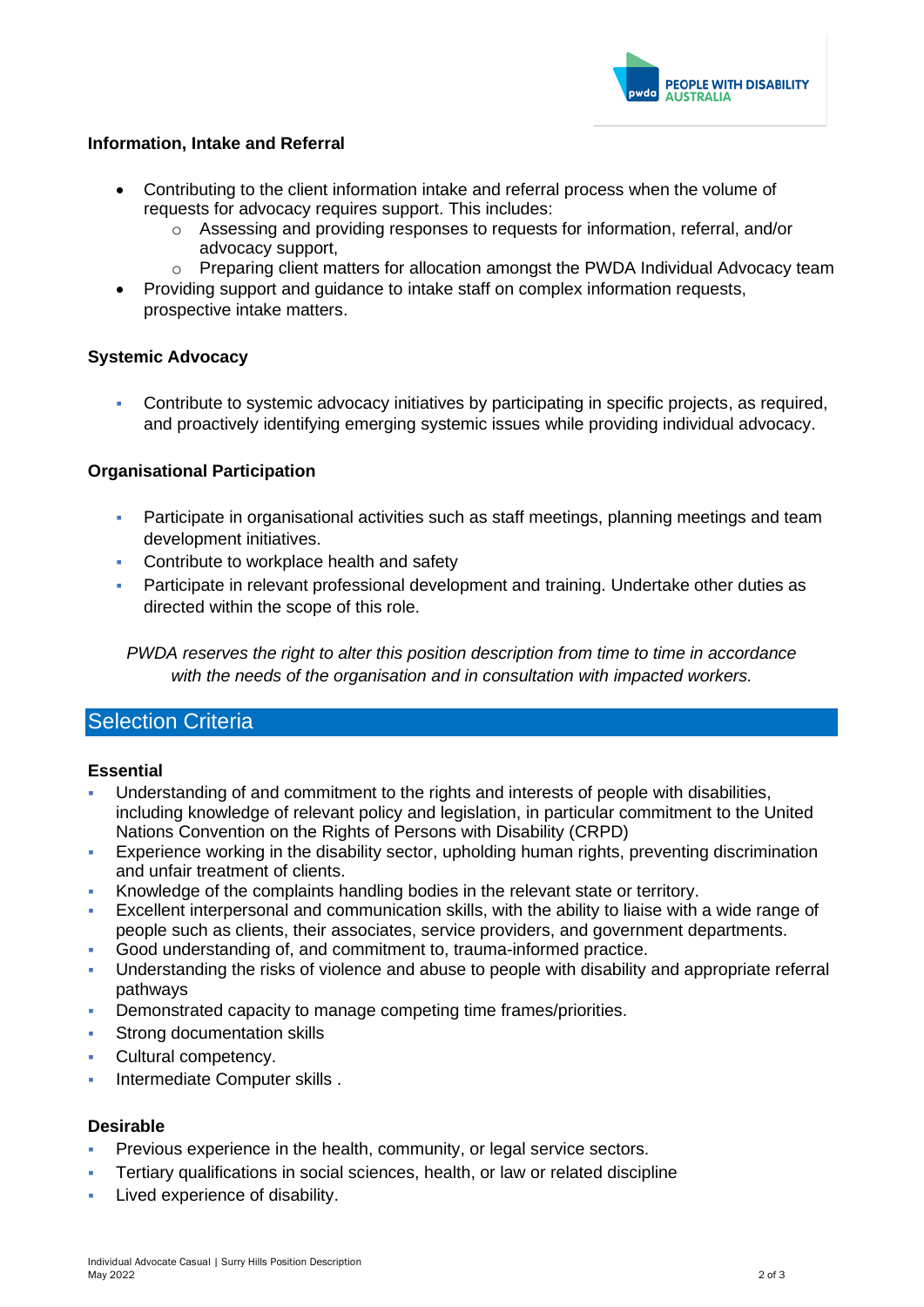### Information, Intake and Referral

- Contributing to the client information intake and referral process when the volume of requests for advocacy requires support. This includes:
  - Assessing and providing responses to requests for information, referral, and/or advocacy support,
  - Preparing client matters for allocation amongst the PWDA Individual Advocacy team
- Providing support and guidance to intake staff on complex information requests, prospective intake matters.

### Systemic Advocacy

- Contribute to systemic advocacy initiatives by participating in specific projects, as required, and proactively identifying emerging systemic issues while providing individual advocacy.

### Organisational Participation

- Participate in organisational activities such as staff meetings, planning meetings and team development initiatives.
- Contribute to workplace health and safety
- Participate in relevant professional development and training. Undertake other duties as directed within the scope of this role.

*PWDA reserves the right to alter this position description from time to time in accordance with the needs of the organisation and in consultation with impacted workers.*

## Selection Criteria

### Essential

- Understanding of and commitment to the rights and interests of people with disabilities, including knowledge of relevant policy and legislation, in particular commitment to the United Nations Convention on the Rights of Persons with Disability (CRPD)
- Experience working in the disability sector, upholding human rights, preventing discrimination and unfair treatment of clients.
- Knowledge of the complaints handling bodies in the relevant state or territory.
- Excellent interpersonal and communication skills, with the ability to liaise with a wide range of people such as clients, their associates, service providers, and government departments.
- Good understanding of, and commitment to, trauma-informed practice.
- Understanding the risks of violence and abuse to people with disability and appropriate referral pathways
- Demonstrated capacity to manage competing time frames/priorities.
- Strong documentation skills
- Cultural competency.
- Intermediate Computer skills .

### Desirable

- Previous experience in the health, community, or legal service sectors.
- Tertiary qualifications in social sciences, health, or law or related discipline
- Lived experience of disability.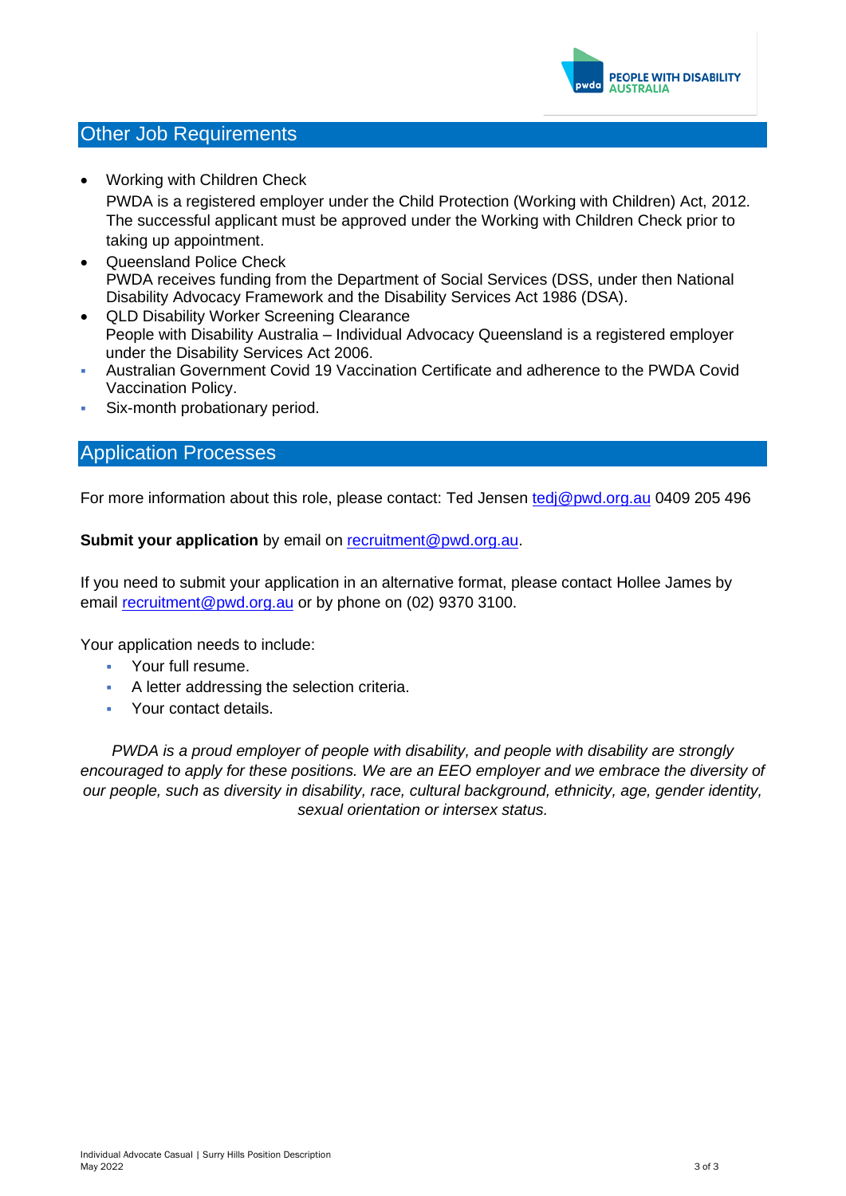## Other Job Requirements

- Working with Children Check
  PWDA is a registered employer under the Child Protection (Working with Children) Act, 2012. The successful applicant must be approved under the Working with Children Check prior to taking up appointment.
- Queensland Police Check
  PWDA receives funding from the Department of Social Services (DSS, under then National Disability Advocacy Framework and the Disability Services Act 1986 (DSA).
- QLD Disability Worker Screening Clearance
  People with Disability Australia – Individual Advocacy Queensland is a registered employer under the Disability Services Act 2006.
- Australian Government Covid 19 Vaccination Certificate and adherence to the PWDA Covid Vaccination Policy.
- Six-month probationary period.

## Application Processes

For more information about this role, please contact: Ted Jensen tedj@pwd.org.au 0409 205 496

**Submit your application** by email on recruitment@pwd.org.au.

If you need to submit your application in an alternative format, please contact Hollee James by email recruitment@pwd.org.au or by phone on (02) 9370 3100.

Your application needs to include:

- Your full resume.
- A letter addressing the selection criteria.
- Your contact details.

*PWDA is a proud employer of people with disability, and people with disability are strongly encouraged to apply for these positions. We are an EEO employer and we embrace the diversity of our people, such as diversity in disability, race, cultural background, ethnicity, age, gender identity, sexual orientation or intersex status.*